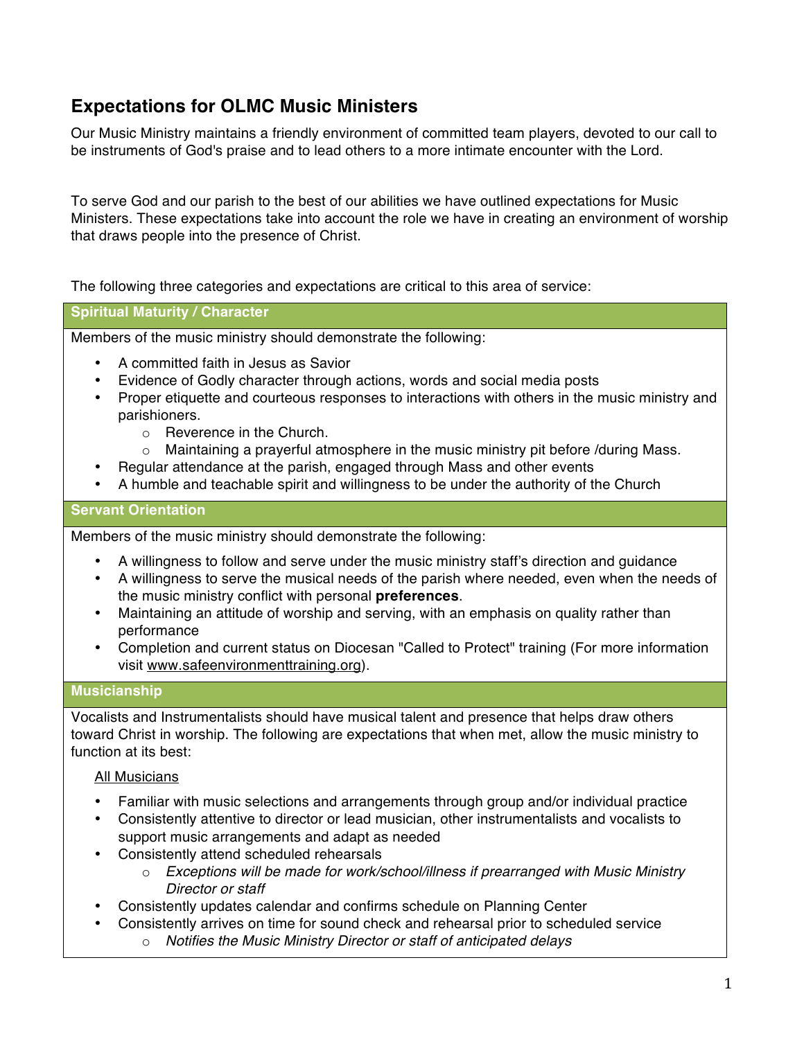# Expectations for OLMC Music Ministers

Our Music Ministry maintains a friendly environment of committed team players, devoted to our call to be instruments of God's praise and to lead others to a more intimate encounter with the Lord.

To serve God and our parish to the best of our abilities we have outlined expectations for Music Ministers. These expectations take into account the role we have in creating an environment of worship that draws people into the presence of Christ.

The following three categories and expectations are critical to this area of service:

## Spiritual Maturity / Character

Members of the music ministry should demonstrate the following:

- A committed faith in Jesus as Savior
- Evidence of Godly character through actions, words and social media posts
- Proper etiquette and courteous responses to interactions with others in the music ministry and parishioners.
  - Reverence in the Church.
  - Maintaining a prayerful atmosphere in the music ministry pit before /during Mass.
- Regular attendance at the parish, engaged through Mass and other events
- A humble and teachable spirit and willingness to be under the authority of the Church

## Servant Orientation

Members of the music ministry should demonstrate the following:

- A willingness to follow and serve under the music ministry staff's direction and guidance
- A willingness to serve the musical needs of the parish where needed, even when the needs of the music ministry conflict with personal **preferences**.
- Maintaining an attitude of worship and serving, with an emphasis on quality rather than performance
- Completion and current status on Diocesan "Called to Protect" training (For more information visit www.safeenvironmenttraining.org).

## Musicianship

Vocalists and Instrumentalists should have musical talent and presence that helps draw others toward Christ in worship. The following are expectations that when met, allow the music ministry to function at its best:

All Musicians

- Familiar with music selections and arrangements through group and/or individual practice
- Consistently attentive to director or lead musician, other instrumentalists and vocalists to support music arrangements and adapt as needed
- Consistently attend scheduled rehearsals
  - *Exceptions will be made for work/school/illness if prearranged with Music Ministry Director or staff*
- Consistently updates calendar and confirms schedule on Planning Center
- Consistently arrives on time for sound check and rehearsal prior to scheduled service
  - *Notifies the Music Ministry Director or staff of anticipated delays*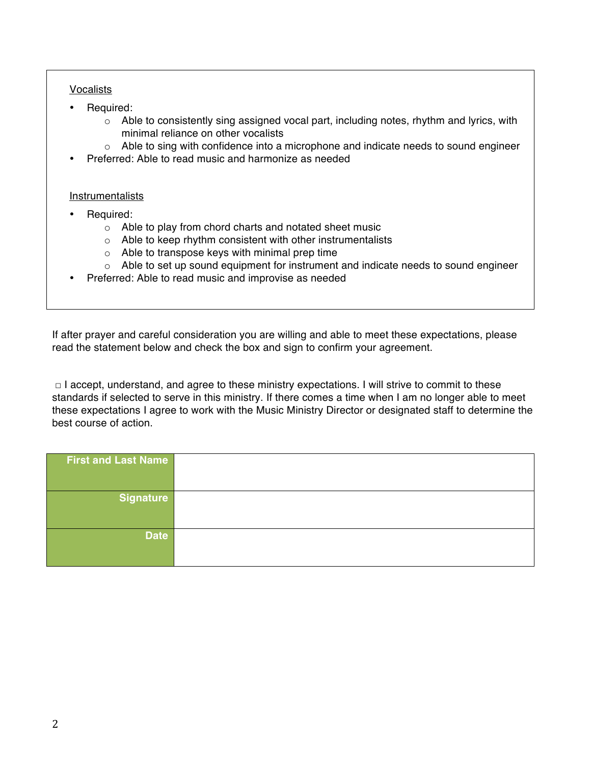<u>Vocalists</u>

- Required:
  - Able to consistently sing assigned vocal part, including notes, rhythm and lyrics, with minimal reliance on other vocalists
  - Able to sing with confidence into a microphone and indicate needs to sound engineer
- Preferred: Able to read music and harmonize as needed

<u>Instrumentalists</u>

- Required:
  - Able to play from chord charts and notated sheet music
  - Able to keep rhythm consistent with other instrumentalists
  - Able to transpose keys with minimal prep time
  - Able to set up sound equipment for instrument and indicate needs to sound engineer
- Preferred: Able to read music and improvise as needed

If after prayer and careful consideration you are willing and able to meet these expectations, please read the statement below and check the box and sign to confirm your agreement.

□ I accept, understand, and agree to these ministry expectations. I will strive to commit to these standards if selected to serve in this ministry. If there comes a time when I am no longer able to meet these expectations I agree to work with the Music Ministry Director or designated staff to determine the best course of action.

| | |
|---|---|
| **First and Last Name** | |
| **Signature** | |
| **Date** | |